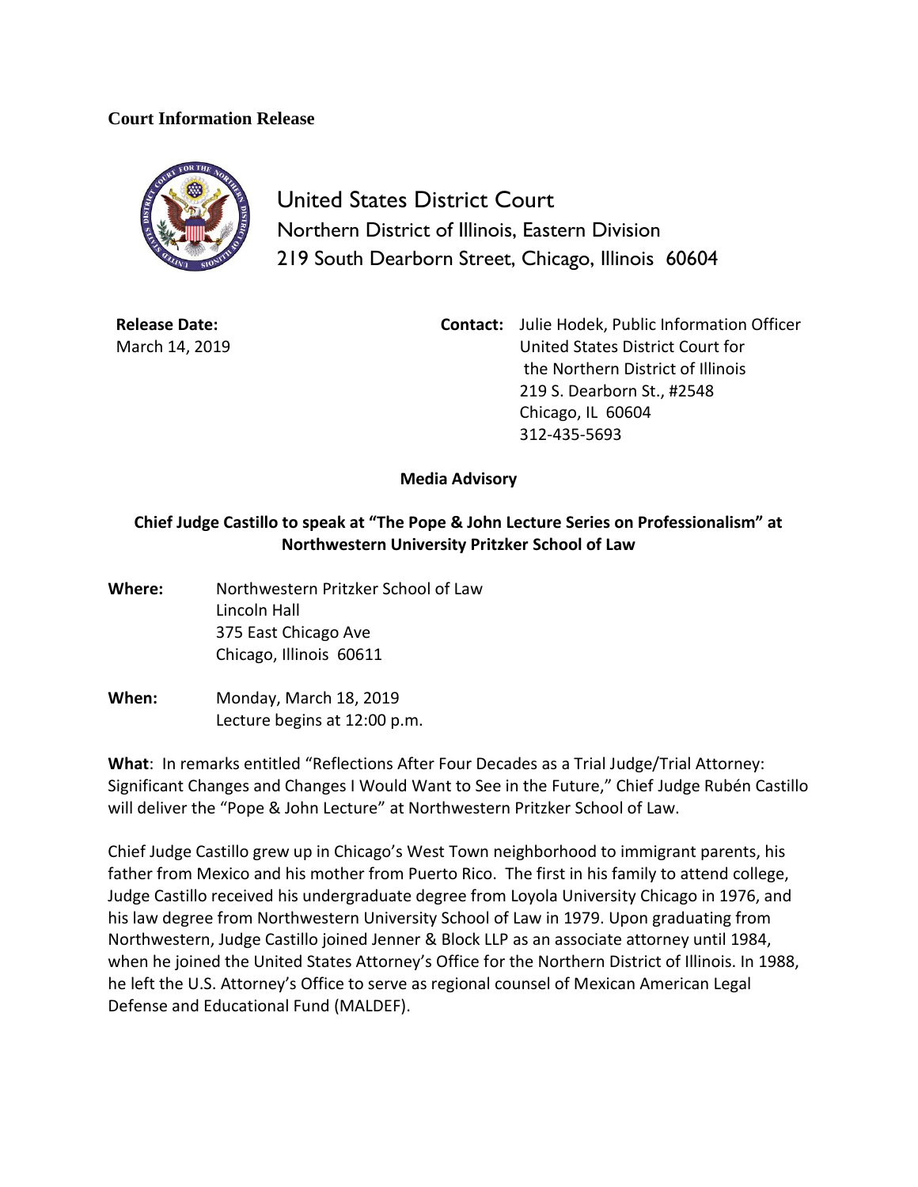**Court Information Release**

United States District Court
Northern District of Illinois, Eastern Division
219 South Dearborn Street, Chicago, Illinois 60604

**Release Date:**
March 14, 2019

**Contact:** Julie Hodek, Public Information Officer
United States District Court for
the Northern District of Illinois
219 S. Dearborn St., #2548
Chicago, IL 60604
312-435-5693

**Media Advisory**

**Chief Judge Castillo to speak at "The Pope & John Lecture Series on Professionalism" at Northwestern University Pritzker School of Law**

**Where:** Northwestern Pritzker School of Law
Lincoln Hall
375 East Chicago Ave
Chicago, Illinois 60611

**When:** Monday, March 18, 2019
Lecture begins at 12:00 p.m.

**What**: In remarks entitled "Reflections After Four Decades as a Trial Judge/Trial Attorney: Significant Changes and Changes I Would Want to See in the Future," Chief Judge Rubén Castillo will deliver the "Pope & John Lecture" at Northwestern Pritzker School of Law.

Chief Judge Castillo grew up in Chicago's West Town neighborhood to immigrant parents, his father from Mexico and his mother from Puerto Rico. The first in his family to attend college, Judge Castillo received his undergraduate degree from Loyola University Chicago in 1976, and his law degree from Northwestern University School of Law in 1979. Upon graduating from Northwestern, Judge Castillo joined Jenner & Block LLP as an associate attorney until 1984, when he joined the United States Attorney's Office for the Northern District of Illinois. In 1988, he left the U.S. Attorney's Office to serve as regional counsel of Mexican American Legal Defense and Educational Fund (MALDEF).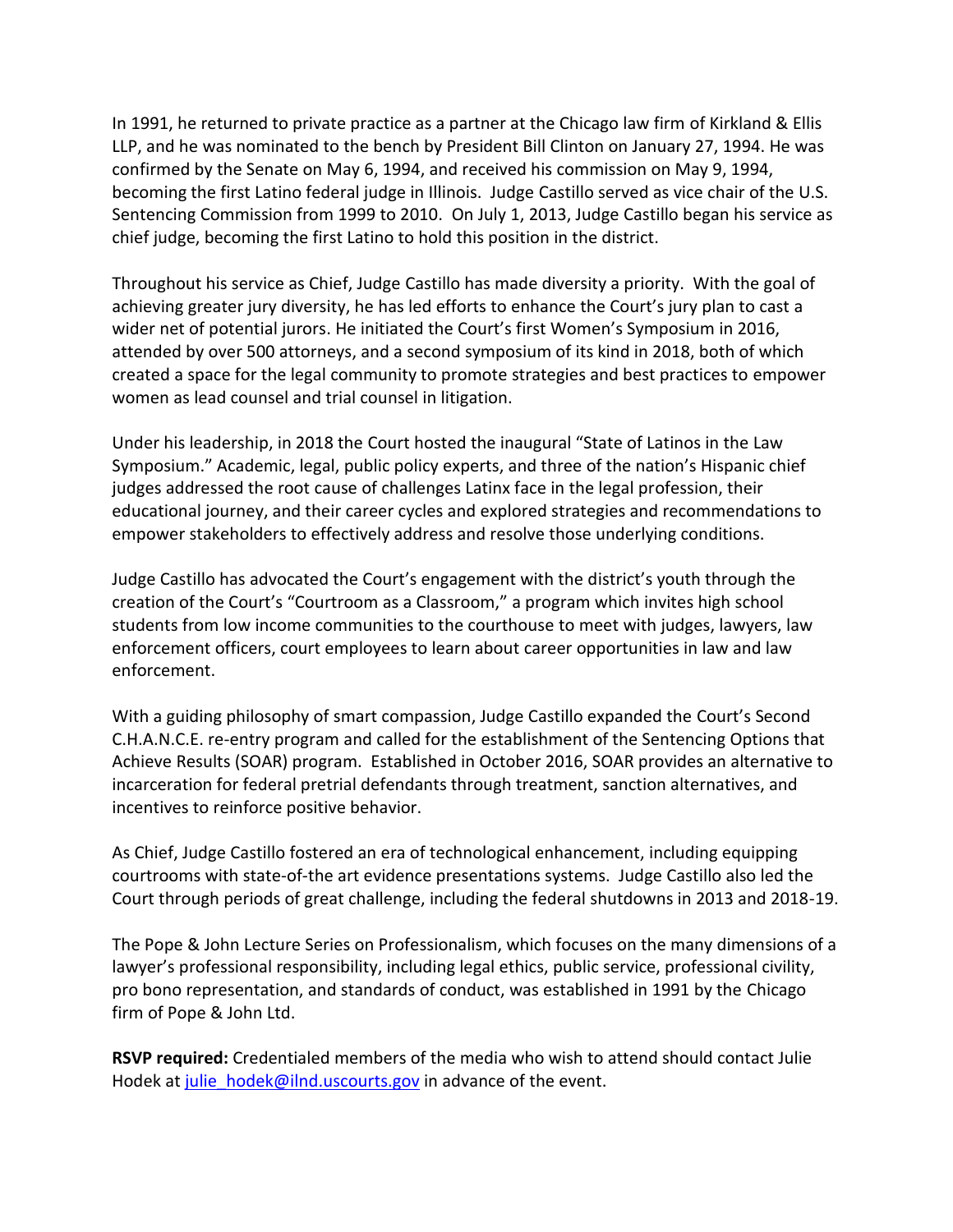In 1991, he returned to private practice as a partner at the Chicago law firm of Kirkland & Ellis LLP, and he was nominated to the bench by President Bill Clinton on January 27, 1994. He was confirmed by the Senate on May 6, 1994, and received his commission on May 9, 1994, becoming the first Latino federal judge in Illinois. Judge Castillo served as vice chair of the U.S. Sentencing Commission from 1999 to 2010. On July 1, 2013, Judge Castillo began his service as chief judge, becoming the first Latino to hold this position in the district.

Throughout his service as Chief, Judge Castillo has made diversity a priority. With the goal of achieving greater jury diversity, he has led efforts to enhance the Court's jury plan to cast a wider net of potential jurors. He initiated the Court's first Women's Symposium in 2016, attended by over 500 attorneys, and a second symposium of its kind in 2018, both of which created a space for the legal community to promote strategies and best practices to empower women as lead counsel and trial counsel in litigation.

Under his leadership, in 2018 the Court hosted the inaugural "State of Latinos in the Law Symposium." Academic, legal, public policy experts, and three of the nation's Hispanic chief judges addressed the root cause of challenges Latinx face in the legal profession, their educational journey, and their career cycles and explored strategies and recommendations to empower stakeholders to effectively address and resolve those underlying conditions.

Judge Castillo has advocated the Court's engagement with the district's youth through the creation of the Court's "Courtroom as a Classroom," a program which invites high school students from low income communities to the courthouse to meet with judges, lawyers, law enforcement officers, court employees to learn about career opportunities in law and law enforcement.

With a guiding philosophy of smart compassion, Judge Castillo expanded the Court's Second C.H.A.N.C.E. re-entry program and called for the establishment of the Sentencing Options that Achieve Results (SOAR) program. Established in October 2016, SOAR provides an alternative to incarceration for federal pretrial defendants through treatment, sanction alternatives, and incentives to reinforce positive behavior.

As Chief, Judge Castillo fostered an era of technological enhancement, including equipping courtrooms with state-of-the art evidence presentations systems. Judge Castillo also led the Court through periods of great challenge, including the federal shutdowns in 2013 and 2018-19.

The Pope & John Lecture Series on Professionalism, which focuses on the many dimensions of a lawyer's professional responsibility, including legal ethics, public service, professional civility, pro bono representation, and standards of conduct, was established in 1991 by the Chicago firm of Pope & John Ltd.

**RSVP required:** Credentialed members of the media who wish to attend should contact Julie Hodek at julie_hodek@ilnd.uscourts.gov in advance of the event.